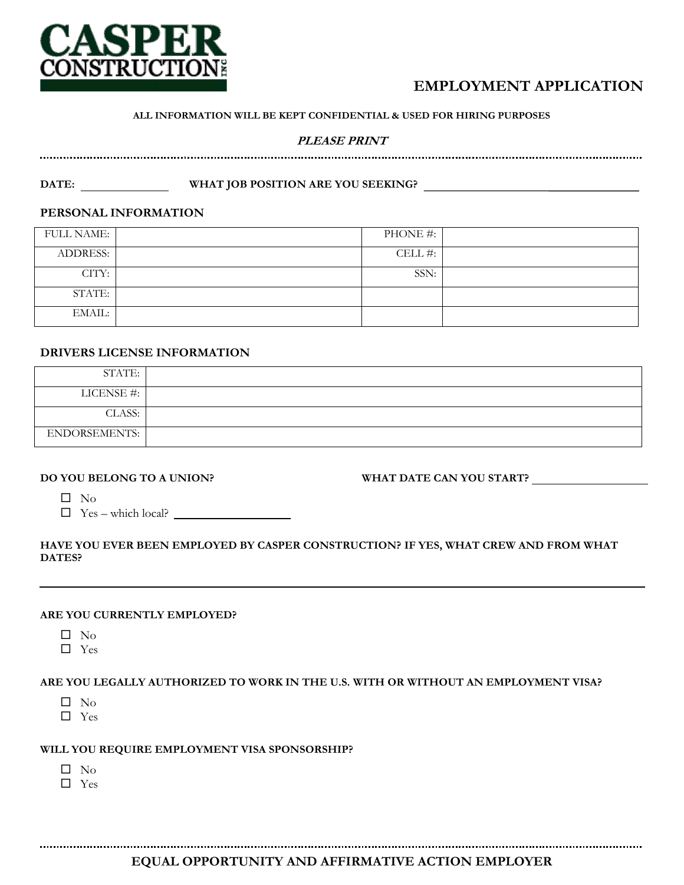# CASPER CONSTRUCTION INC

## EMPLOYMENT APPLICATION

**ALL INFORMATION WILL BE KEPT CONFIDENTIAL & USED FOR HIRING PURPOSES**

***PLEASE PRINT***

**DATE:** \_\_\_\_\_\_\_\_\_\_\_\_\_\_ **WHAT JOB POSITION ARE YOU SEEKING?** \_\_\_\_\_\_\_\_\_\_\_\_\_\_\_\_\_\_\_\_\_\_\_\_\_\_\_\_\_\_

### PERSONAL INFORMATION

| FULL NAME: | | PHONE #: | |
|---|---|---|---|
| ADDRESS: | | CELL #: | |
| CITY: | | SSN: | |
| STATE: | | | |
| EMAIL: | | | |

### DRIVERS LICENSE INFORMATION

| STATE: | |
|---|---|
| LICENSE #: | |
| CLASS: | |
| ENDORSEMENTS: | |

**DO YOU BELONG TO A UNION?**

- ☐ No
- ☐ Yes – which local? \_\_\_\_\_\_\_\_\_\_\_\_\_\_\_\_\_\_

**WHAT DATE CAN YOU START?** \_\_\_\_\_\_\_\_\_\_\_\_\_\_\_\_\_\_

**HAVE YOU EVER BEEN EMPLOYED BY CASPER CONSTRUCTION? IF YES, WHAT CREW AND FROM WHAT DATES?**

\_\_\_\_\_\_\_\_\_\_\_\_\_\_\_\_\_\_\_\_\_\_\_\_\_\_\_\_\_\_\_\_\_\_\_\_\_\_\_\_\_\_\_\_\_\_\_\_\_\_\_\_\_\_\_\_\_\_\_\_\_\_\_\_\_\_\_\_\_\_\_\_\_\_\_\_\_\_\_\_\_\_\_\_\_\_\_\_\_\_

**ARE YOU CURRENTLY EMPLOYED?**

- ☐ No
- ☐ Yes

**ARE YOU LEGALLY AUTHORIZED TO WORK IN THE U.S. WITH OR WITHOUT AN EMPLOYMENT VISA?**

- ☐ No
- ☐ Yes

**WILL YOU REQUIRE EMPLOYMENT VISA SPONSORSHIP?**

- ☐ No
- ☐ Yes

**EQUAL OPPORTUNITY AND AFFIRMATIVE ACTION EMPLOYER**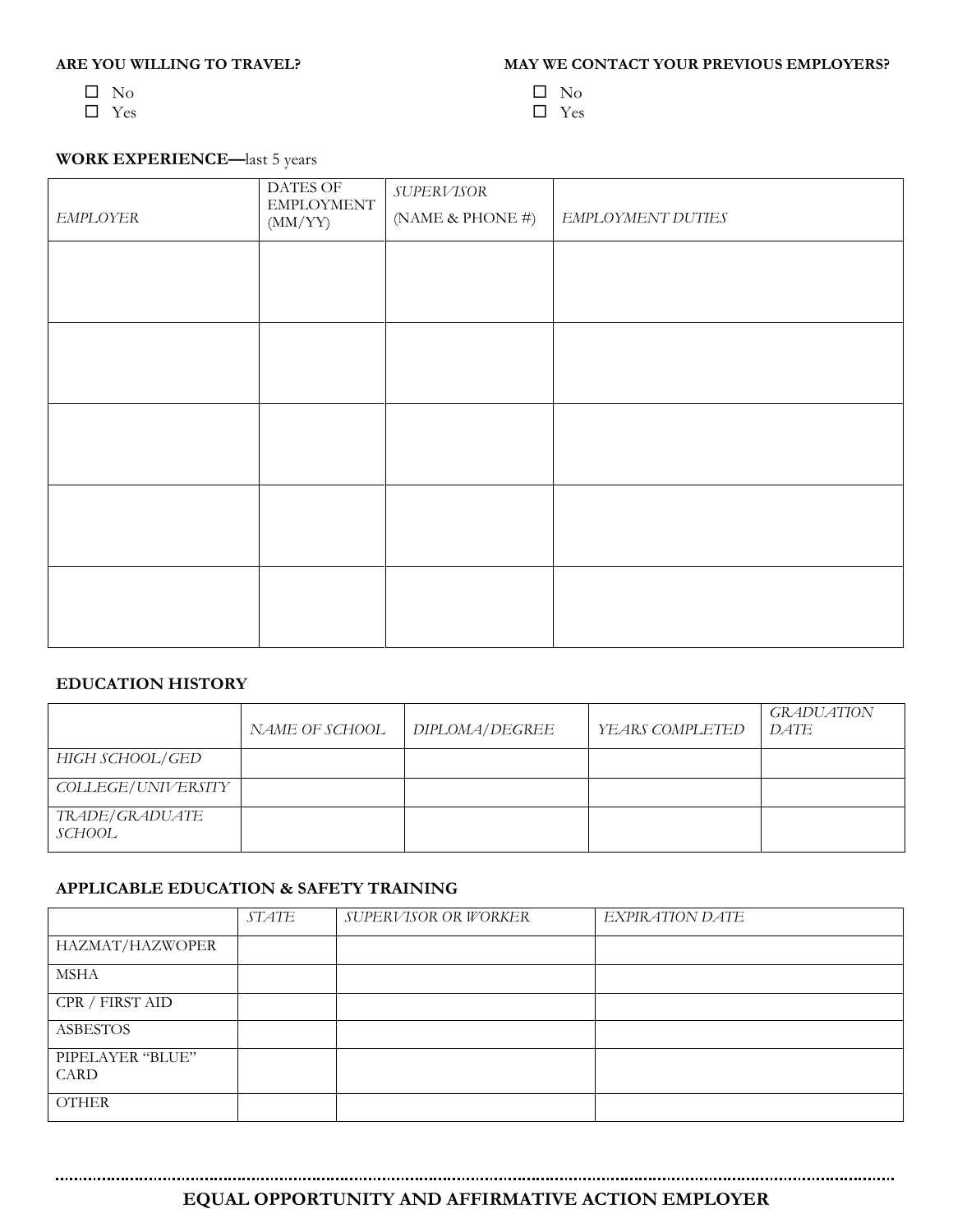**ARE YOU WILLING TO TRAVEL?**

- ☐ No
- ☐ Yes

**MAY WE CONTACT YOUR PREVIOUS EMPLOYERS?**

- ☐ No
- ☐ Yes

**WORK EXPERIENCE—**last 5 years

| *EMPLOYER* | DATES OF EMPLOYMENT (MM/YY) | *SUPERVISOR* (NAME & PHONE #) | *EMPLOYMENT DUTIES* |
|---|---|---|---|
| | | | |
| | | | |
| | | | |
| | | | |
| | | | |

**EDUCATION HISTORY**

| | *NAME OF SCHOOL* | *DIPLOMA/DEGREE* | *YEARS COMPLETED* | *GRADUATION DATE* |
|---|---|---|---|---|
| *HIGH SCHOOL/GED* | | | | |
| *COLLEGE/UNIVERSITY* | | | | |
| *TRADE/GRADUATE SCHOOL* | | | | |

**APPLICABLE EDUCATION & SAFETY TRAINING**

| | *STATE* | *SUPERVISOR OR WORKER* | *EXPIRATION DATE* |
|---|---|---|---|
| HAZMAT/HAZWOPER | | | |
| MSHA | | | |
| CPR / FIRST AID | | | |
| ASBESTOS | | | |
| PIPELAYER "BLUE" CARD | | | |
| OTHER | | | |

**EQUAL OPPORTUNITY AND AFFIRMATIVE ACTION EMPLOYER**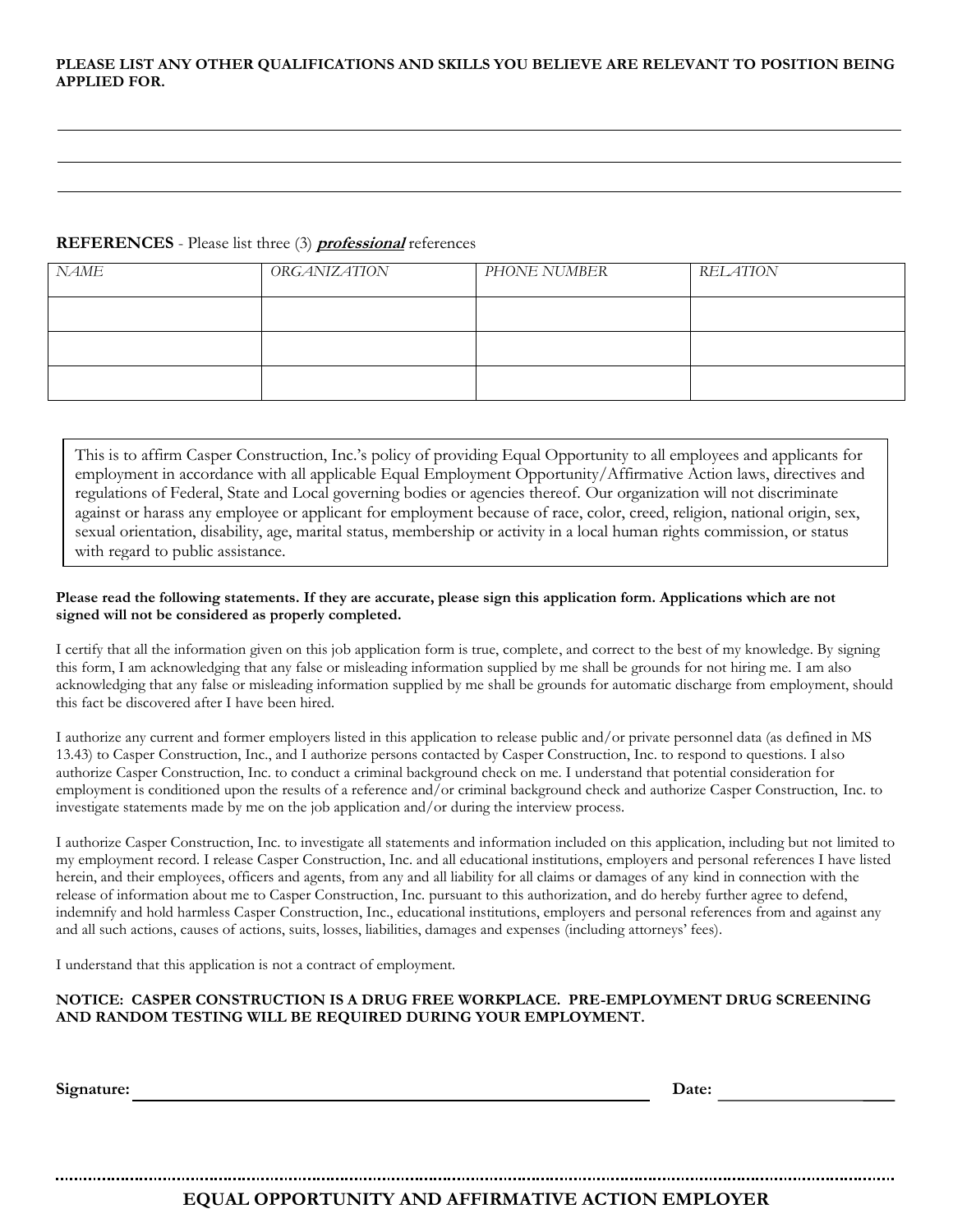**PLEASE LIST ANY OTHER QUALIFICATIONS AND SKILLS YOU BELIEVE ARE RELEVANT TO POSITION BEING APPLIED FOR.**

______________________________________________________________________________

______________________________________________________________________________

______________________________________________________________________________

**REFERENCES** - Please list three (3) ***professional*** references

| *NAME* | *ORGANIZATION* | *PHONE NUMBER* | *RELATION* |
|---|---|---|---|
| | | | |
| | | | |
| | | | |

> This is to affirm Casper Construction, Inc.'s policy of providing Equal Opportunity to all employees and applicants for employment in accordance with all applicable Equal Employment Opportunity/Affirmative Action laws, directives and regulations of Federal, State and Local governing bodies or agencies thereof. Our organization will not discriminate against or harass any employee or applicant for employment because of race, color, creed, religion, national origin, sex, sexual orientation, disability, age, marital status, membership or activity in a local human rights commission, or status with regard to public assistance.

**Please read the following statements. If they are accurate, please sign this application form. Applications which are not signed will not be considered as properly completed.**

I certify that all the information given on this job application form is true, complete, and correct to the best of my knowledge. By signing this form, I am acknowledging that any false or misleading information supplied by me shall be grounds for not hiring me. I am also acknowledging that any false or misleading information supplied by me shall be grounds for automatic discharge from employment, should this fact be discovered after I have been hired.

I authorize any current and former employers listed in this application to release public and/or private personnel data (as defined in MS 13.43) to Casper Construction, Inc., and I authorize persons contacted by Casper Construction, Inc. to respond to questions. I also authorize Casper Construction, Inc. to conduct a criminal background check on me. I understand that potential consideration for employment is conditioned upon the results of a reference and/or criminal background check and authorize Casper Construction, Inc. to investigate statements made by me on the job application and/or during the interview process.

I authorize Casper Construction, Inc. to investigate all statements and information included on this application, including but not limited to my employment record. I release Casper Construction, Inc. and all educational institutions, employers and personal references I have listed herein, and their employees, officers and agents, from any and all liability for all claims or damages of any kind in connection with the release of information about me to Casper Construction, Inc. pursuant to this authorization, and do hereby further agree to defend, indemnify and hold harmless Casper Construction, Inc., educational institutions, employers and personal references from and against any and all such actions, causes of actions, suits, losses, liabilities, damages and expenses (including attorneys' fees).

I understand that this application is not a contract of employment.

**NOTICE: CASPER CONSTRUCTION IS A DRUG FREE WORKPLACE. PRE-EMPLOYMENT DRUG SCREENING AND RANDOM TESTING WILL BE REQUIRED DURING YOUR EMPLOYMENT.**

**Signature:** ____________________________________________ **Date:** ____________________

**EQUAL OPPORTUNITY AND AFFIRMATIVE ACTION EMPLOYER**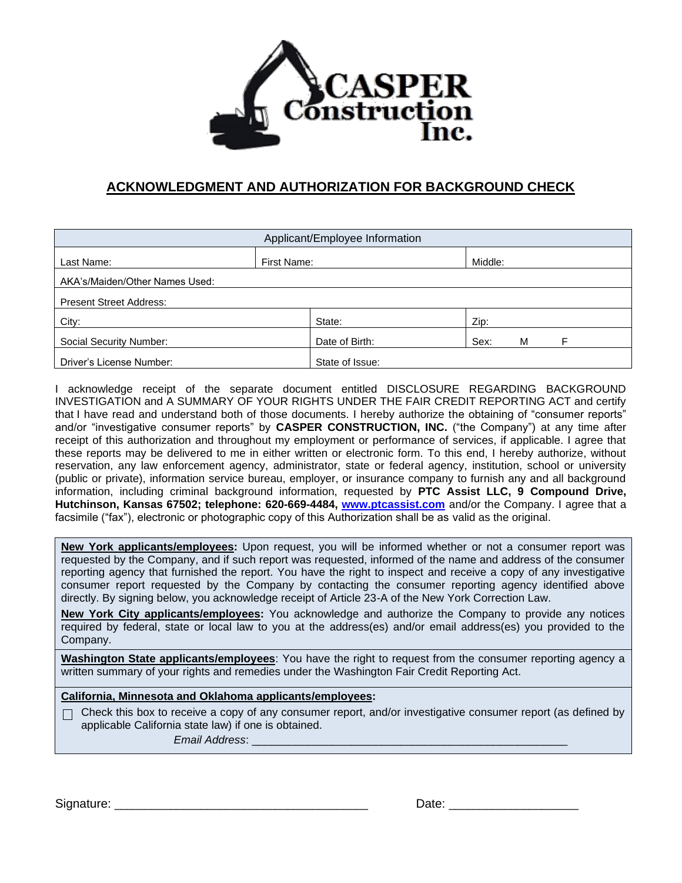CASPER Construction Inc.

## ACKNOWLEDGMENT AND AUTHORIZATION FOR BACKGROUND CHECK

| Applicant/Employee Information | | |
|---|---|---|
| Last Name: | First Name: | Middle: |
| AKA's/Maiden/Other Names Used: | | |
| Present Street Address: | | |
| City: | State: | Zip: |
| Social Security Number: | Date of Birth: | Sex: M F |
| Driver's License Number: | State of Issue: | |

I acknowledge receipt of the separate document entitled DISCLOSURE REGARDING BACKGROUND INVESTIGATION and A SUMMARY OF YOUR RIGHTS UNDER THE FAIR CREDIT REPORTING ACT and certify that I have read and understand both of those documents. I hereby authorize the obtaining of "consumer reports" and/or "investigative consumer reports" by **CASPER CONSTRUCTION, INC.** ("the Company") at any time after receipt of this authorization and throughout my employment or performance of services, if applicable. I agree that these reports may be delivered to me in either written or electronic form. To this end, I hereby authorize, without reservation, any law enforcement agency, administrator, state or federal agency, institution, school or university (public or private), information service bureau, employer, or insurance company to furnish any and all background information, including criminal background information, requested by **PTC Assist LLC, 9 Compound Drive, Hutchinson, Kansas 67502; telephone: 620-669-4484, [www.ptcassist.com](http://www.ptcassist.com)** and/or the Company. I agree that a facsimile ("fax"), electronic or photographic copy of this Authorization shall be as valid as the original.

**New York applicants/employees:** Upon request, you will be informed whether or not a consumer report was requested by the Company, and if such report was requested, informed of the name and address of the consumer reporting agency that furnished the report. You have the right to inspect and receive a copy of any investigative consumer report requested by the Company by contacting the consumer reporting agency identified above directly. By signing below, you acknowledge receipt of Article 23-A of the New York Correction Law.

**New York City applicants/employees:** You acknowledge and authorize the Company to provide any notices required by federal, state or local law to you at the address(es) and/or email address(es) you provided to the Company.

**Washington State applicants/employees**: You have the right to request from the consumer reporting agency a written summary of your rights and remedies under the Washington Fair Credit Reporting Act.

**California, Minnesota and Oklahoma applicants/employees:**

☐ Check this box to receive a copy of any consumer report, and/or investigative consumer report (as defined by applicable California state law) if one is obtained.

*Email Address*: ___________________________________________________

Signature: ______________________________________ Date: ___________________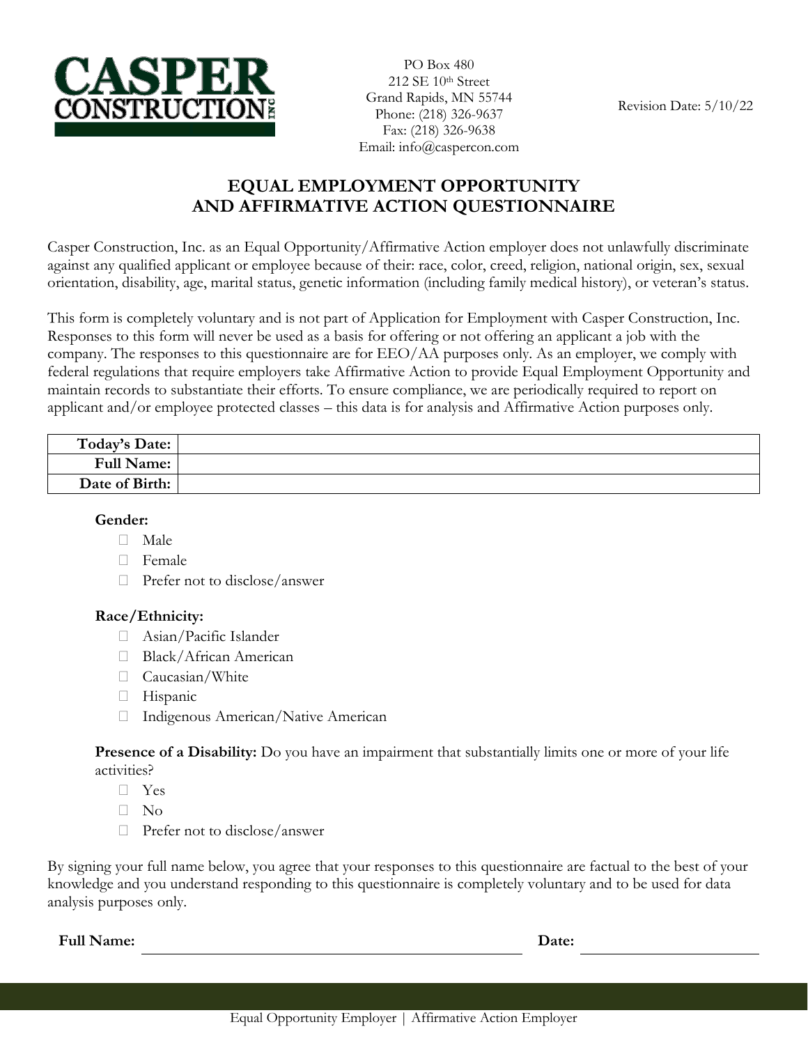**CASPER CONSTRUCTION INC**

PO Box 480
212 SE 10th Street
Grand Rapids, MN 55744
Phone: (218) 326-9637
Fax: (218) 326-9638
Email: info@caspercon.com

Revision Date: 5/10/22

## EQUAL EMPLOYMENT OPPORTUNITY AND AFFIRMATIVE ACTION QUESTIONNAIRE

Casper Construction, Inc. as an Equal Opportunity/Affirmative Action employer does not unlawfully discriminate against any qualified applicant or employee because of their: race, color, creed, religion, national origin, sex, sexual orientation, disability, age, marital status, genetic information (including family medical history), or veteran's status.

This form is completely voluntary and is not part of Application for Employment with Casper Construction, Inc. Responses to this form will never be used as a basis for offering or not offering an applicant a job with the company. The responses to this questionnaire are for EEO/AA purposes only. As an employer, we comply with federal regulations that require employers take Affirmative Action to provide Equal Employment Opportunity and maintain records to substantiate their efforts. To ensure compliance, we are periodically required to report on applicant and/or employee protected classes – this data is for analysis and Affirmative Action purposes only.

| | |
|---|---|
| **Today's Date:** | |
| **Full Name:** | |
| **Date of Birth:** | |

**Gender:**

- ☐ Male
- ☐ Female
- ☐ Prefer not to disclose/answer

**Race/Ethnicity:**

- ☐ Asian/Pacific Islander
- ☐ Black/African American
- ☐ Caucasian/White
- ☐ Hispanic
- ☐ Indigenous American/Native American

**Presence of a Disability:** Do you have an impairment that substantially limits one or more of your life activities?

- ☐ Yes
- ☐ No
- ☐ Prefer not to disclose/answer

By signing your full name below, you agree that your responses to this questionnaire are factual to the best of your knowledge and you understand responding to this questionnaire is completely voluntary and to be used for data analysis purposes only.

**Full Name:** ______________________________ **Date:** ______________

Equal Opportunity Employer | Affirmative Action Employer